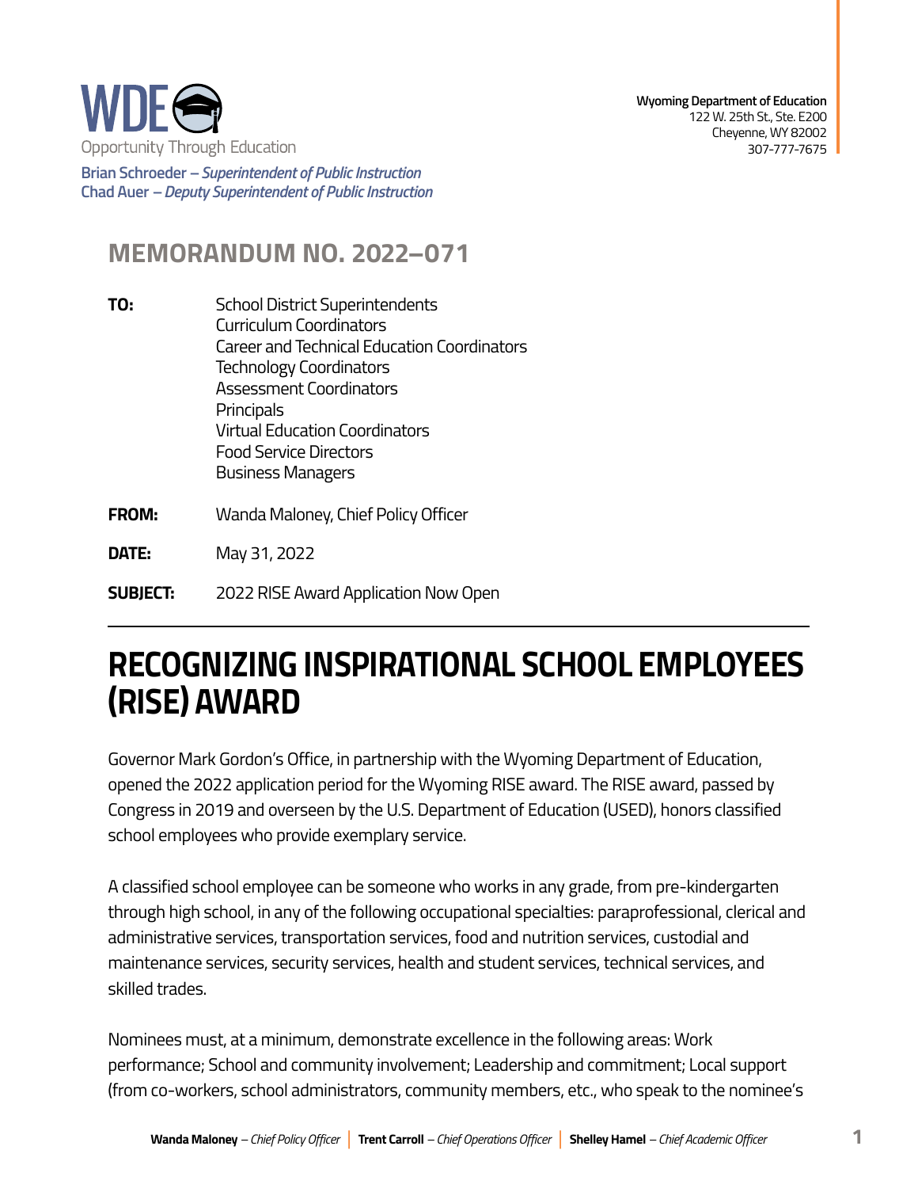WDE

Opportunity Through Education

**Brian Schroeder** – *Superintendent of Public Instruction*
**Chad Auer** – *Deputy Superintendent of Public Instruction*

**Wyoming Department of Education**
122 W. 25th St., Ste. E200
Cheyenne, WY 82002
307-777-7675

## MEMORANDUM NO. 2022–071

**TO:** School District Superintendents
Curriculum Coordinators
Career and Technical Education Coordinators
Technology Coordinators
Assessment Coordinators
Principals
Virtual Education Coordinators
Food Service Directors
Business Managers

**FROM:** Wanda Maloney, Chief Policy Officer

**DATE:** May 31, 2022

**SUBJECT:** 2022 RISE Award Application Now Open

---

# RECOGNIZING INSPIRATIONAL SCHOOL EMPLOYEES (RISE) AWARD

Governor Mark Gordon's Office, in partnership with the Wyoming Department of Education, opened the 2022 application period for the Wyoming RISE award. The RISE award, passed by Congress in 2019 and overseen by the U.S. Department of Education (USED), honors classified school employees who provide exemplary service.

A classified school employee can be someone who works in any grade, from pre-kindergarten through high school, in any of the following occupational specialties: paraprofessional, clerical and administrative services, transportation services, food and nutrition services, custodial and maintenance services, security services, health and student services, technical services, and skilled trades.

Nominees must, at a minimum, demonstrate excellence in the following areas: Work performance; School and community involvement; Leadership and commitment; Local support (from co-workers, school administrators, community members, etc., who speak to the nominee's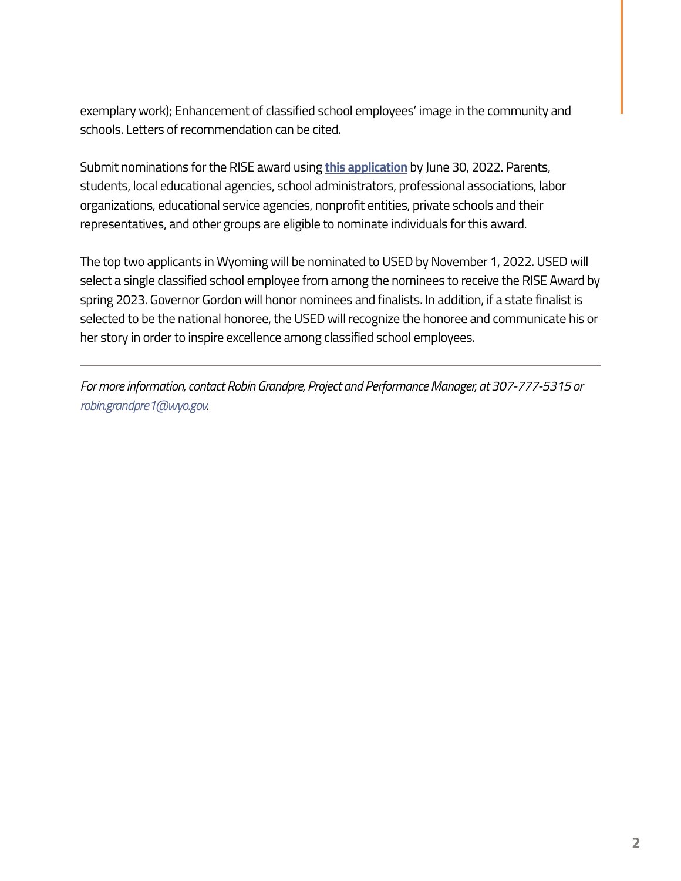exemplary work); Enhancement of classified school employees' image in the community and schools. Letters of recommendation can be cited.

Submit nominations for the RISE award using **this application** by June 30, 2022. Parents, students, local educational agencies, school administrators, professional associations, labor organizations, educational service agencies, nonprofit entities, private schools and their representatives, and other groups are eligible to nominate individuals for this award.

The top two applicants in Wyoming will be nominated to USED by November 1, 2022. USED will select a single classified school employee from among the nominees to receive the RISE Award by spring 2023. Governor Gordon will honor nominees and finalists. In addition, if a state finalist is selected to be the national honoree, the USED will recognize the honoree and communicate his or her story in order to inspire excellence among classified school employees.

---

*For more information, contact Robin Grandpre, Project and Performance Manager, at 307-777-5315 or robin.grandpre1@wyo.gov.*